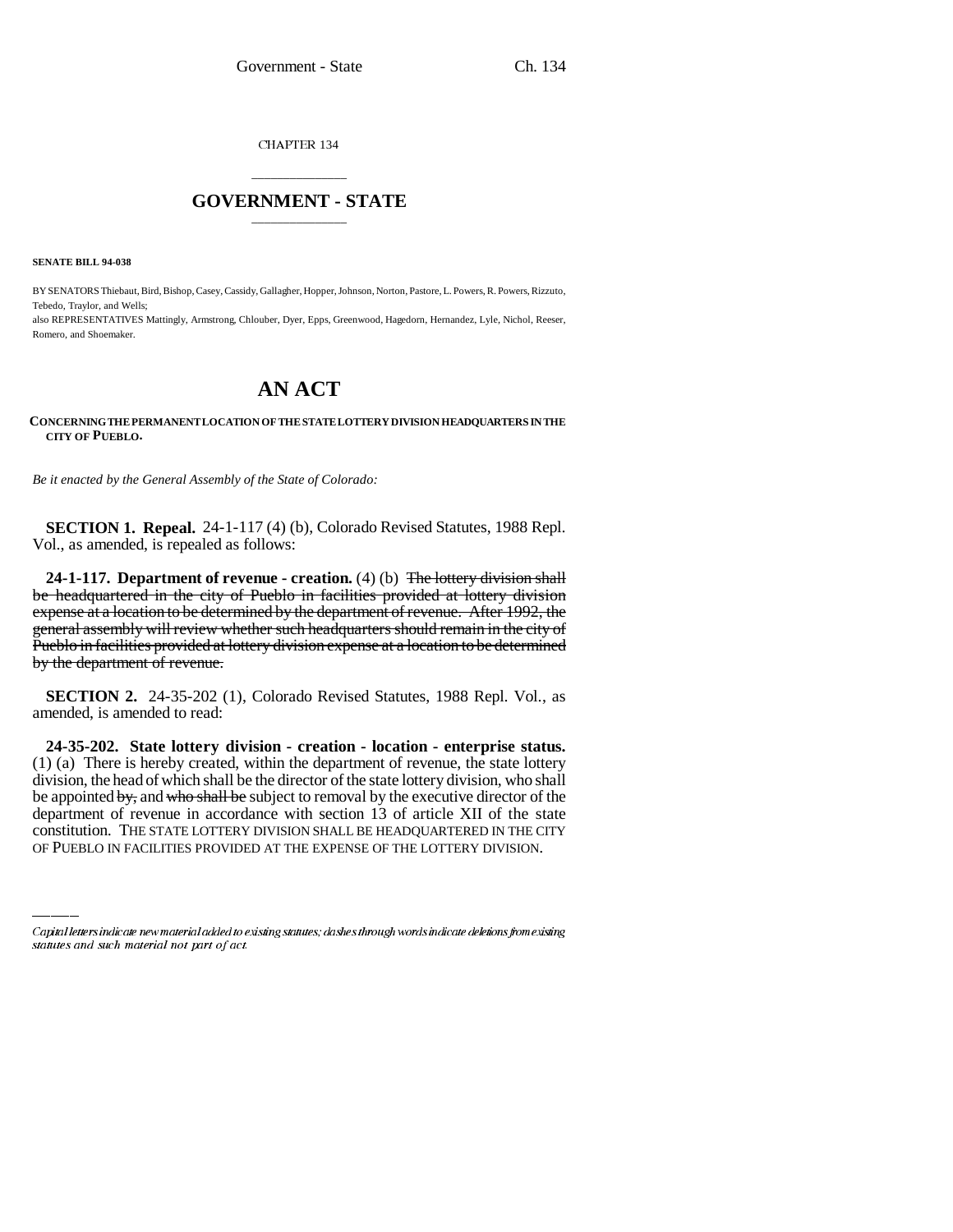CHAPTER 134

# GOVERNMENT - STATE

**SENATE BILL 94-038**

BY SENATORS Thiebaut, Bird, Bishop, Casey, Cassidy, Gallagher, Hopper, Johnson, Norton, Pastore, L. Powers, R. Powers, Rizzuto, Tebedo, Traylor, and Wells;

also REPRESENTATIVES Mattingly, Armstrong, Chlouber, Dyer, Epps, Greenwood, Hagedorn, Hernandez, Lyle, Nichol, Reeser, Romero, and Shoemaker.

# AN ACT

**CONCERNING THE PERMANENT LOCATION OF THE STATE LOTTERY DIVISION HEADQUARTERS IN THE CITY OF PUEBLO.**

*Be it enacted by the General Assembly of the State of Colorado:*

**SECTION 1. Repeal.** 24-1-117 (4) (b), Colorado Revised Statutes, 1988 Repl. Vol., as amended, is repealed as follows:

**24-1-117. Department of revenue - creation.** (4) (b) ~~The lottery division shall be headquartered in the city of Pueblo in facilities provided at lottery division expense at a location to be determined by the department of revenue. After 1992, the general assembly will review whether such headquarters should remain in the city of Pueblo in facilities provided at lottery division expense at a location to be determined by the department of revenue.~~

**SECTION 2.** 24-35-202 (1), Colorado Revised Statutes, 1988 Repl. Vol., as amended, is amended to read:

**24-35-202. State lottery division - creation - location - enterprise status.** (1) (a) There is hereby created, within the department of revenue, the state lottery division, the head of which shall be the director of the state lottery division, who shall be appointed ~~by,~~ and ~~who shall be~~ subject to removal by the executive director of the department of revenue in accordance with section 13 of article XII of the state constitution. THE STATE LOTTERY DIVISION SHALL BE HEADQUARTERED IN THE CITY OF PUEBLO IN FACILITIES PROVIDED AT THE EXPENSE OF THE LOTTERY DIVISION.

---

*Capital letters indicate new material added to existing statutes; dashes through words indicate deletions from existing statutes and such material not part of act.*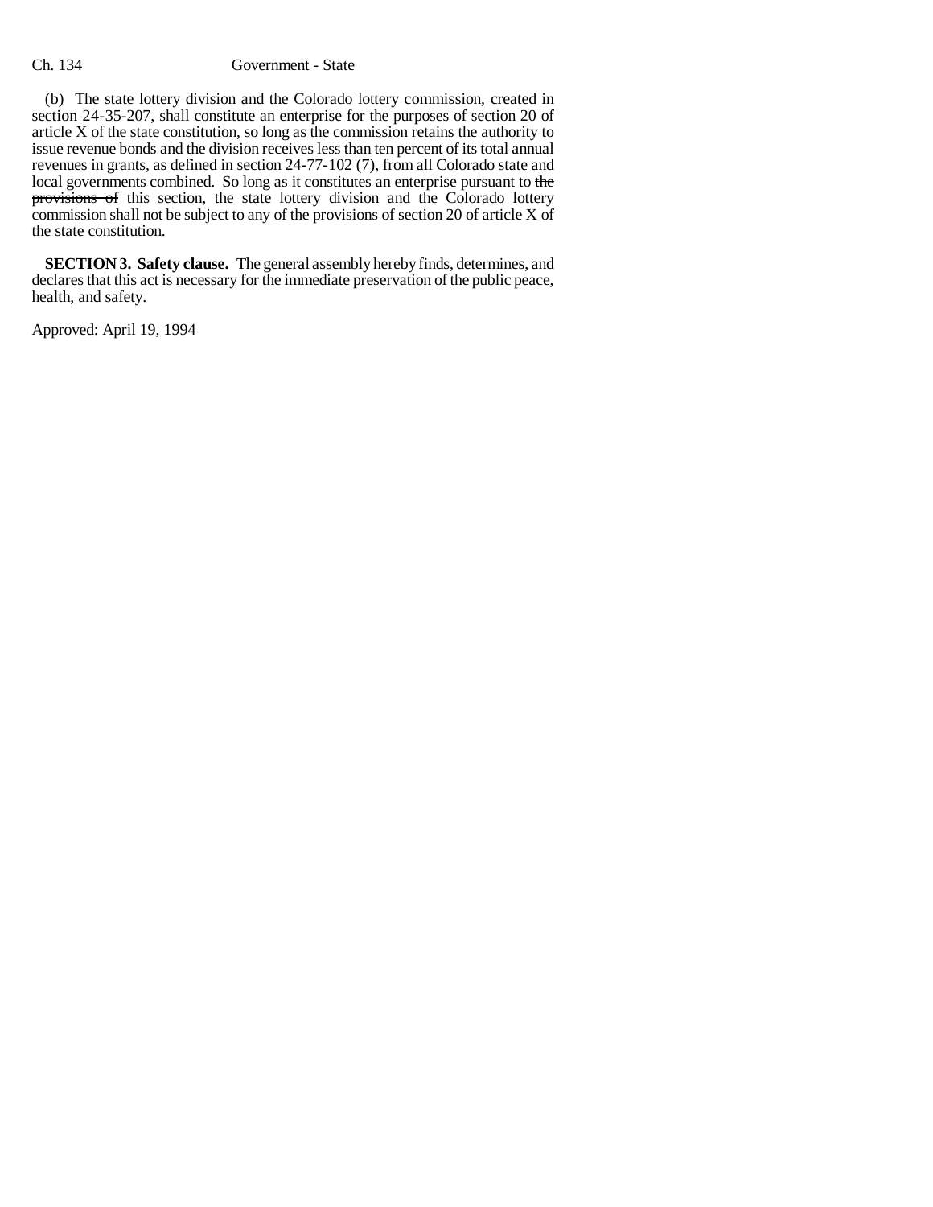(b) The state lottery division and the Colorado lottery commission, created in section 24-35-207, shall constitute an enterprise for the purposes of section 20 of article X of the state constitution, so long as the commission retains the authority to issue revenue bonds and the division receives less than ten percent of its total annual revenues in grants, as defined in section 24-77-102 (7), from all Colorado state and local governments combined. So long as it constitutes an enterprise pursuant to ~~the provisions of~~ this section, the state lottery division and the Colorado lottery commission shall not be subject to any of the provisions of section 20 of article X of the state constitution.

**SECTION 3. Safety clause.** The general assembly hereby finds, determines, and declares that this act is necessary for the immediate preservation of the public peace, health, and safety.

Approved: April 19, 1994